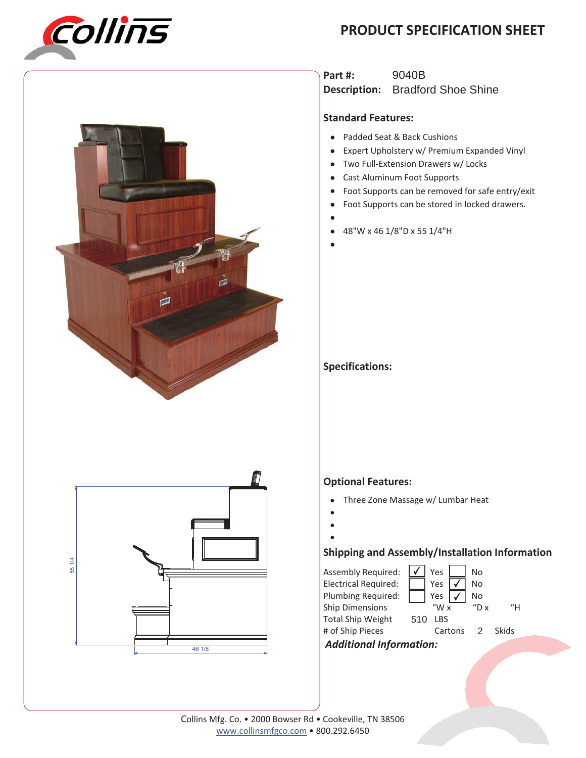# PRODUCT SPECIFICATION SHEET

**Part #:** 9040B

**Description:** Bradford Shoe Shine

## Standard Features:

- Padded Seat & Back Cushions
- Expert Upholstery w/ Premium Expanded Vinyl
- Two Full-Extension Drawers w/ Locks
- Cast Aluminum Foot Supports
- Foot Supports can be removed for safe entry/exit
- Foot Supports can be stored in locked drawers.
- 48"W x 46 1/8"D x 55 1/4"H

## Specifications:

55 1/4

46 1/8

## Optional Features:

- Three Zone Massage w/ Lumbar Heat

## Shipping and Assembly/Installation Information

| | | | | |
|---|---|---|---|---|
| Assembly Required: | ✓ Yes | No | | |
| Electrical Required: | Yes | ✓ No | | |
| Plumbing Required: | Yes | ✓ No | | |
| Ship Dimensions | "W x | "D x | "H | |
| Total Ship Weight | 510 LBS | | | |
| # of Ship Pieces | Cartons | 2 Skids | | |

***Additional Information:***

Collins Mfg. Co. • 2000 Bowser Rd • Cookeville, TN 38506
www.collinsmfgco.com • 800.292.6450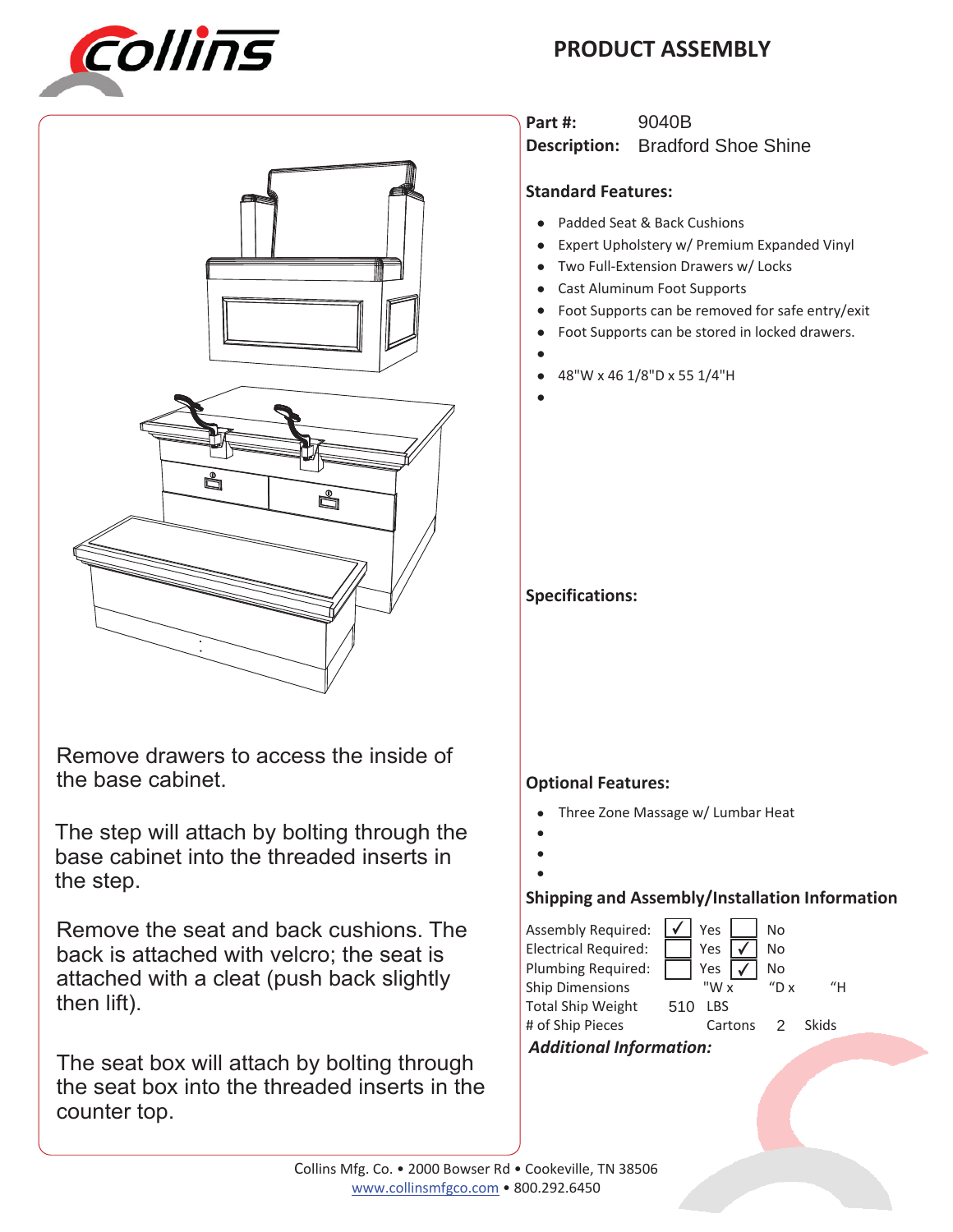# PRODUCT ASSEMBLY

**Part #:** 9040B
**Description:** Bradford Shoe Shine

Remove drawers to access the inside of the base cabinet.

The step will attach by bolting through the base cabinet into the threaded inserts in the step.

Remove the seat and back cushions. The back is attached with velcro; the seat is attached with a cleat (push back slightly then lift).

The seat box will attach by bolting through the seat box into the threaded inserts in the counter top.

## Standard Features:

- Padded Seat & Back Cushions
- Expert Upholstery w/ Premium Expanded Vinyl
- Two Full-Extension Drawers w/ Locks
- Cast Aluminum Foot Supports
- Foot Supports can be removed for safe entry/exit
- Foot Supports can be stored in locked drawers.
- 
- 48"W x 46 1/8"D x 55 1/4"H
- 

## Specifications:

## Optional Features:

- Three Zone Massage w/ Lumbar Heat
- 
- 
- 

## Shipping and Assembly/Installation Information

| | | | | |
|---|---|---|---|---|
| Assembly Required: | ✓ Yes | No | | |
| Electrical Required: | Yes | ✓ No | | |
| Plumbing Required: | Yes | ✓ No | | |
| Ship Dimensions | "W x | "D x | "H | |
| Total Ship Weight | 510 | LBS | | |
| # of Ship Pieces | | Cartons | 2 | Skids |

***Additional Information:***

Collins Mfg. Co. • 2000 Bowser Rd • Cookeville, TN 38506
www.collinsmfgco.com • 800.292.6450